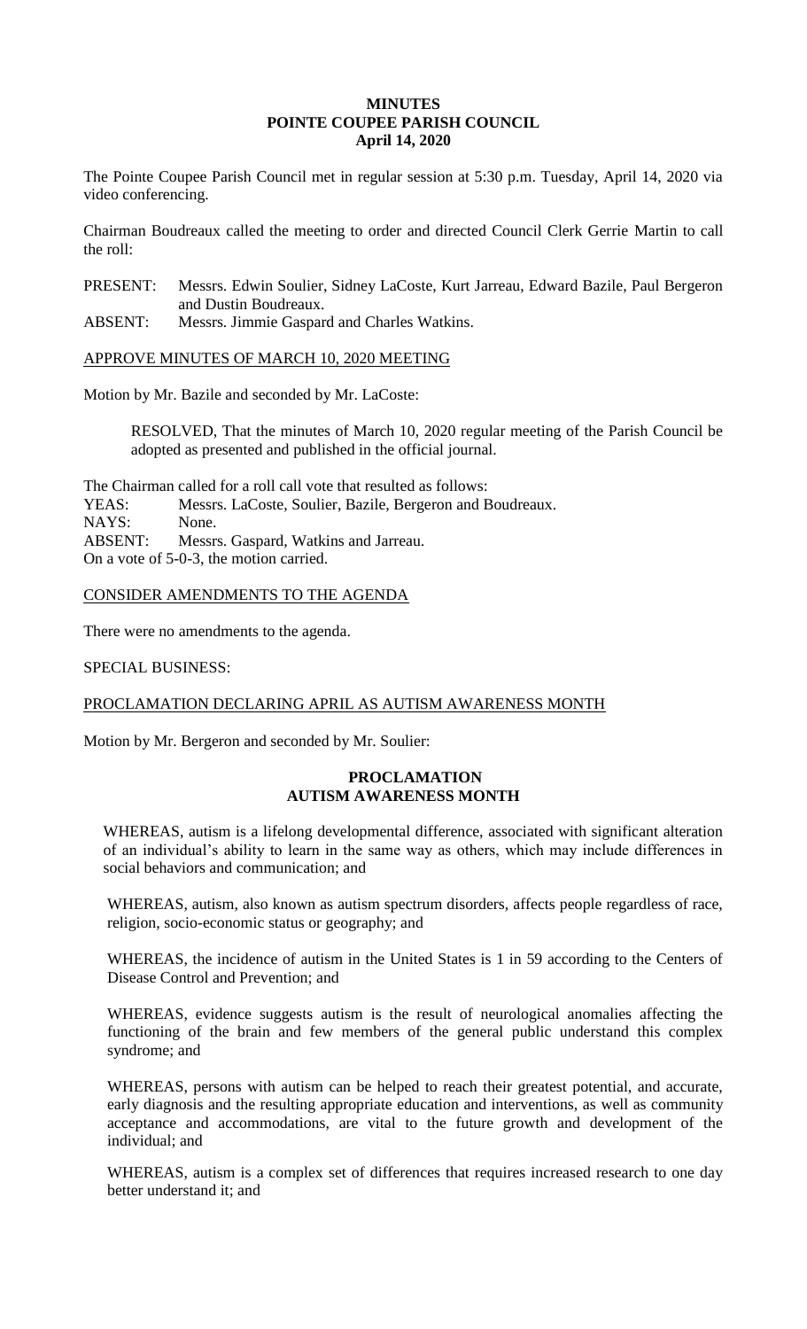# MINUTES
## POINTE COUPEE PARISH COUNCIL
### April 14, 2020

The Pointe Coupee Parish Council met in regular session at 5:30 p.m. Tuesday, April 14, 2020 via video conferencing.

Chairman Boudreaux called the meeting to order and directed Council Clerk Gerrie Martin to call the roll:

PRESENT: Messrs. Edwin Soulier, Sidney LaCoste, Kurt Jarreau, Edward Bazile, Paul Bergeron and Dustin Boudreaux.
ABSENT: Messrs. Jimmie Gaspard and Charles Watkins.

APPROVE MINUTES OF MARCH 10, 2020 MEETING

Motion by Mr. Bazile and seconded by Mr. LaCoste:

> RESOLVED, That the minutes of March 10, 2020 regular meeting of the Parish Council be adopted as presented and published in the official journal.

The Chairman called for a roll call vote that resulted as follows:
YEAS: Messrs. LaCoste, Soulier, Bazile, Bergeron and Boudreaux.
NAYS: None.
ABSENT: Messrs. Gaspard, Watkins and Jarreau.
On a vote of 5-0-3, the motion carried.

CONSIDER AMENDMENTS TO THE AGENDA

There were no amendments to the agenda.

SPECIAL BUSINESS:

PROCLAMATION DECLARING APRIL AS AUTISM AWARENESS MONTH

Motion by Mr. Bergeron and seconded by Mr. Soulier:

**PROCLAMATION**
**AUTISM AWARENESS MONTH**

WHEREAS, autism is a lifelong developmental difference, associated with significant alteration of an individual's ability to learn in the same way as others, which may include differences in social behaviors and communication; and

WHEREAS, autism, also known as autism spectrum disorders, affects people regardless of race, religion, socio-economic status or geography; and

WHEREAS, the incidence of autism in the United States is 1 in 59 according to the Centers of Disease Control and Prevention; and

WHEREAS, evidence suggests autism is the result of neurological anomalies affecting the functioning of the brain and few members of the general public understand this complex syndrome; and

WHEREAS, persons with autism can be helped to reach their greatest potential, and accurate, early diagnosis and the resulting appropriate education and interventions, as well as community acceptance and accommodations, are vital to the future growth and development of the individual; and

WHEREAS, autism is a complex set of differences that requires increased research to one day better understand it; and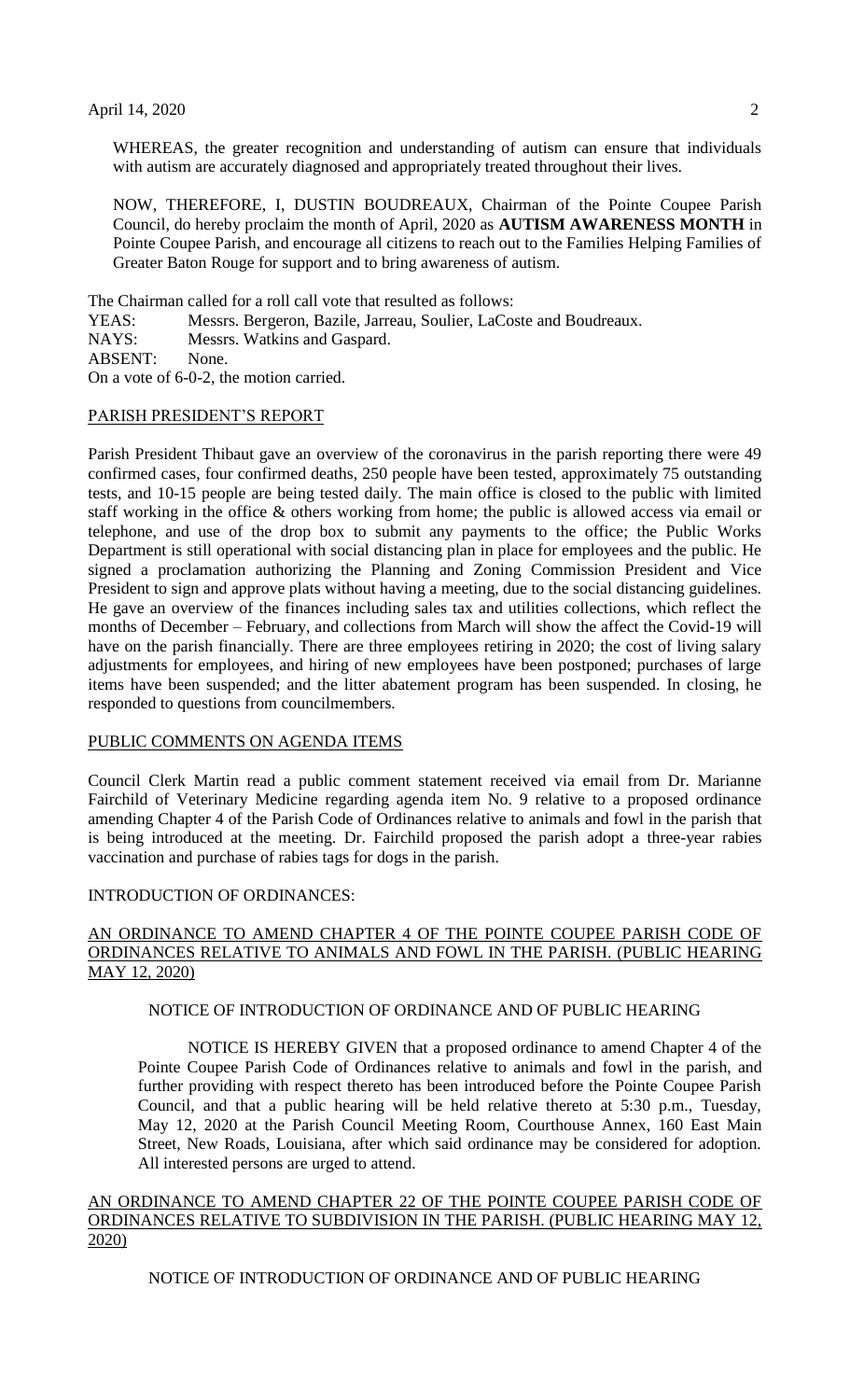WHEREAS, the greater recognition and understanding of autism can ensure that individuals with autism are accurately diagnosed and appropriately treated throughout their lives.

NOW, THEREFORE, I, DUSTIN BOUDREAUX, Chairman of the Pointe Coupee Parish Council, do hereby proclaim the month of April, 2020 as **AUTISM AWARENESS MONTH** in Pointe Coupee Parish, and encourage all citizens to reach out to the Families Helping Families of Greater Baton Rouge for support and to bring awareness of autism.

The Chairman called for a roll call vote that resulted as follows:
YEAS: Messrs. Bergeron, Bazile, Jarreau, Soulier, LaCoste and Boudreaux.
NAYS: Messrs. Watkins and Gaspard.
ABSENT: None.
On a vote of 6-0-2, the motion carried.

PARISH PRESIDENT'S REPORT

Parish President Thibaut gave an overview of the coronavirus in the parish reporting there were 49 confirmed cases, four confirmed deaths, 250 people have been tested, approximately 75 outstanding tests, and 10-15 people are being tested daily. The main office is closed to the public with limited staff working in the office & others working from home; the public is allowed access via email or telephone, and use of the drop box to submit any payments to the office; the Public Works Department is still operational with social distancing plan in place for employees and the public. He signed a proclamation authorizing the Planning and Zoning Commission President and Vice President to sign and approve plats without having a meeting, due to the social distancing guidelines. He gave an overview of the finances including sales tax and utilities collections, which reflect the months of December – February, and collections from March will show the affect the Covid-19 will have on the parish financially. There are three employees retiring in 2020; the cost of living salary adjustments for employees, and hiring of new employees have been postponed; purchases of large items have been suspended; and the litter abatement program has been suspended. In closing, he responded to questions from councilmembers.

PUBLIC COMMENTS ON AGENDA ITEMS

Council Clerk Martin read a public comment statement received via email from Dr. Marianne Fairchild of Veterinary Medicine regarding agenda item No. 9 relative to a proposed ordinance amending Chapter 4 of the Parish Code of Ordinances relative to animals and fowl in the parish that is being introduced at the meeting. Dr. Fairchild proposed the parish adopt a three-year rabies vaccination and purchase of rabies tags for dogs in the parish.

INTRODUCTION OF ORDINANCES:

AN ORDINANCE TO AMEND CHAPTER 4 OF THE POINTE COUPEE PARISH CODE OF ORDINANCES RELATIVE TO ANIMALS AND FOWL IN THE PARISH. (PUBLIC HEARING MAY 12, 2020)

NOTICE OF INTRODUCTION OF ORDINANCE AND OF PUBLIC HEARING

NOTICE IS HEREBY GIVEN that a proposed ordinance to amend Chapter 4 of the Pointe Coupee Parish Code of Ordinances relative to animals and fowl in the parish, and further providing with respect thereto has been introduced before the Pointe Coupee Parish Council, and that a public hearing will be held relative thereto at 5:30 p.m., Tuesday, May 12, 2020 at the Parish Council Meeting Room, Courthouse Annex, 160 East Main Street, New Roads, Louisiana, after which said ordinance may be considered for adoption. All interested persons are urged to attend.

AN ORDINANCE TO AMEND CHAPTER 22 OF THE POINTE COUPEE PARISH CODE OF ORDINANCES RELATIVE TO SUBDIVISION IN THE PARISH. (PUBLIC HEARING MAY 12, 2020)

NOTICE OF INTRODUCTION OF ORDINANCE AND OF PUBLIC HEARING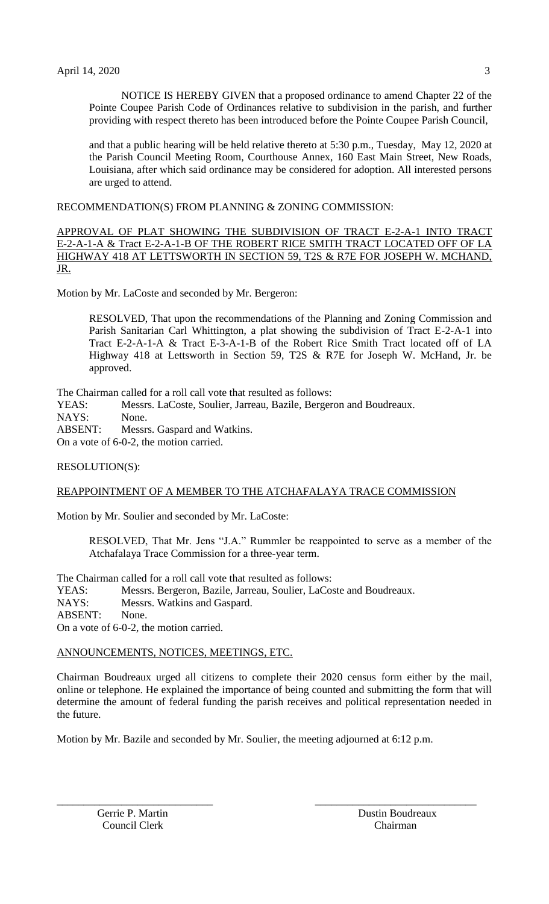NOTICE IS HEREBY GIVEN that a proposed ordinance to amend Chapter 22 of the Pointe Coupee Parish Code of Ordinances relative to subdivision in the parish, and further providing with respect thereto has been introduced before the Pointe Coupee Parish Council,

and that a public hearing will be held relative thereto at 5:30 p.m., Tuesday, May 12, 2020 at the Parish Council Meeting Room, Courthouse Annex, 160 East Main Street, New Roads, Louisiana, after which said ordinance may be considered for adoption. All interested persons are urged to attend.

RECOMMENDATION(S) FROM PLANNING & ZONING COMMISSION:

APPROVAL OF PLAT SHOWING THE SUBDIVISION OF TRACT E-2-A-1 INTO TRACT E-2-A-1-A & Tract E-2-A-1-B OF THE ROBERT RICE SMITH TRACT LOCATED OFF OF LA HIGHWAY 418 AT LETTSWORTH IN SECTION 59, T2S & R7E FOR JOSEPH W. MCHAND, JR.

Motion by Mr. LaCoste and seconded by Mr. Bergeron:

> RESOLVED, That upon the recommendations of the Planning and Zoning Commission and Parish Sanitarian Carl Whittington, a plat showing the subdivision of Tract E-2-A-1 into Tract E-2-A-1-A & Tract E-3-A-1-B of the Robert Rice Smith Tract located off of LA Highway 418 at Lettsworth in Section 59, T2S & R7E for Joseph W. McHand, Jr. be approved.

The Chairman called for a roll call vote that resulted as follows:
YEAS: Messrs. LaCoste, Soulier, Jarreau, Bazile, Bergeron and Boudreaux.
NAYS: None.
ABSENT: Messrs. Gaspard and Watkins.
On a vote of 6-0-2, the motion carried.

RESOLUTION(S):

REAPPOINTMENT OF A MEMBER TO THE ATCHAFALAYA TRACE COMMISSION

Motion by Mr. Soulier and seconded by Mr. LaCoste:

> RESOLVED, That Mr. Jens "J.A." Rummler be reappointed to serve as a member of the Atchafalaya Trace Commission for a three-year term.

The Chairman called for a roll call vote that resulted as follows:
YEAS: Messrs. Bergeron, Bazile, Jarreau, Soulier, LaCoste and Boudreaux.
NAYS: Messrs. Watkins and Gaspard.
ABSENT: None.
On a vote of 6-0-2, the motion carried.

ANNOUNCEMENTS, NOTICES, MEETINGS, ETC.

Chairman Boudreaux urged all citizens to complete their 2020 census form either by the mail, online or telephone. He explained the importance of being counted and submitting the form that will determine the amount of federal funding the parish receives and political representation needed in the future.

Motion by Mr. Bazile and seconded by Mr. Soulier, the meeting adjourned at 6:12 p.m.

| | |
|---|---|
| \_\_\_\_\_\_\_\_\_\_\_\_\_\_\_\_\_\_\_\_\_\_\_\_\_\_ | \_\_\_\_\_\_\_\_\_\_\_\_\_\_\_\_\_\_\_\_\_\_\_\_\_\_ |
| Gerrie P. Martin | Dustin Boudreaux |
| Council Clerk | Chairman |